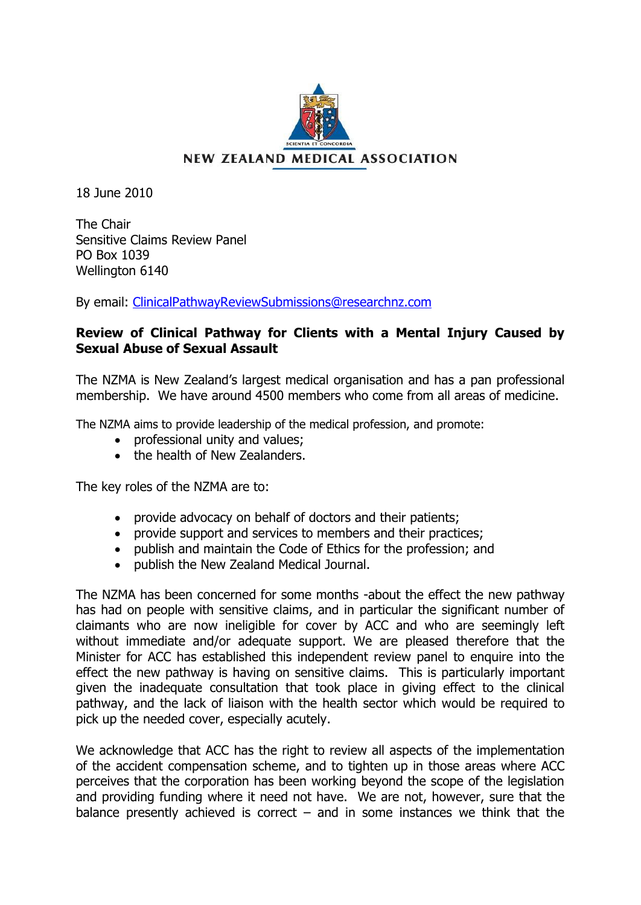NEW ZEALAND MEDICAL ASSOCIATION

18 June 2010

The Chair
Sensitive Claims Review Panel
PO Box 1039
Wellington 6140

By email: ClinicalPathwayReviewSubmissions@researchnz.com

**Review of Clinical Pathway for Clients with a Mental Injury Caused by Sexual Abuse of Sexual Assault**

The NZMA is New Zealand's largest medical organisation and has a pan professional membership. We have around 4500 members who come from all areas of medicine.

The NZMA aims to provide leadership of the medical profession, and promote:

- professional unity and values;
- the health of New Zealanders.

The key roles of the NZMA are to:

- provide advocacy on behalf of doctors and their patients;
- provide support and services to members and their practices;
- publish and maintain the Code of Ethics for the profession; and
- publish the New Zealand Medical Journal.

The NZMA has been concerned for some months -about the effect the new pathway has had on people with sensitive claims, and in particular the significant number of claimants who are now ineligible for cover by ACC and who are seemingly left without immediate and/or adequate support. We are pleased therefore that the Minister for ACC has established this independent review panel to enquire into the effect the new pathway is having on sensitive claims. This is particularly important given the inadequate consultation that took place in giving effect to the clinical pathway, and the lack of liaison with the health sector which would be required to pick up the needed cover, especially acutely.

We acknowledge that ACC has the right to review all aspects of the implementation of the accident compensation scheme, and to tighten up in those areas where ACC perceives that the corporation has been working beyond the scope of the legislation and providing funding where it need not have. We are not, however, sure that the balance presently achieved is correct – and in some instances we think that the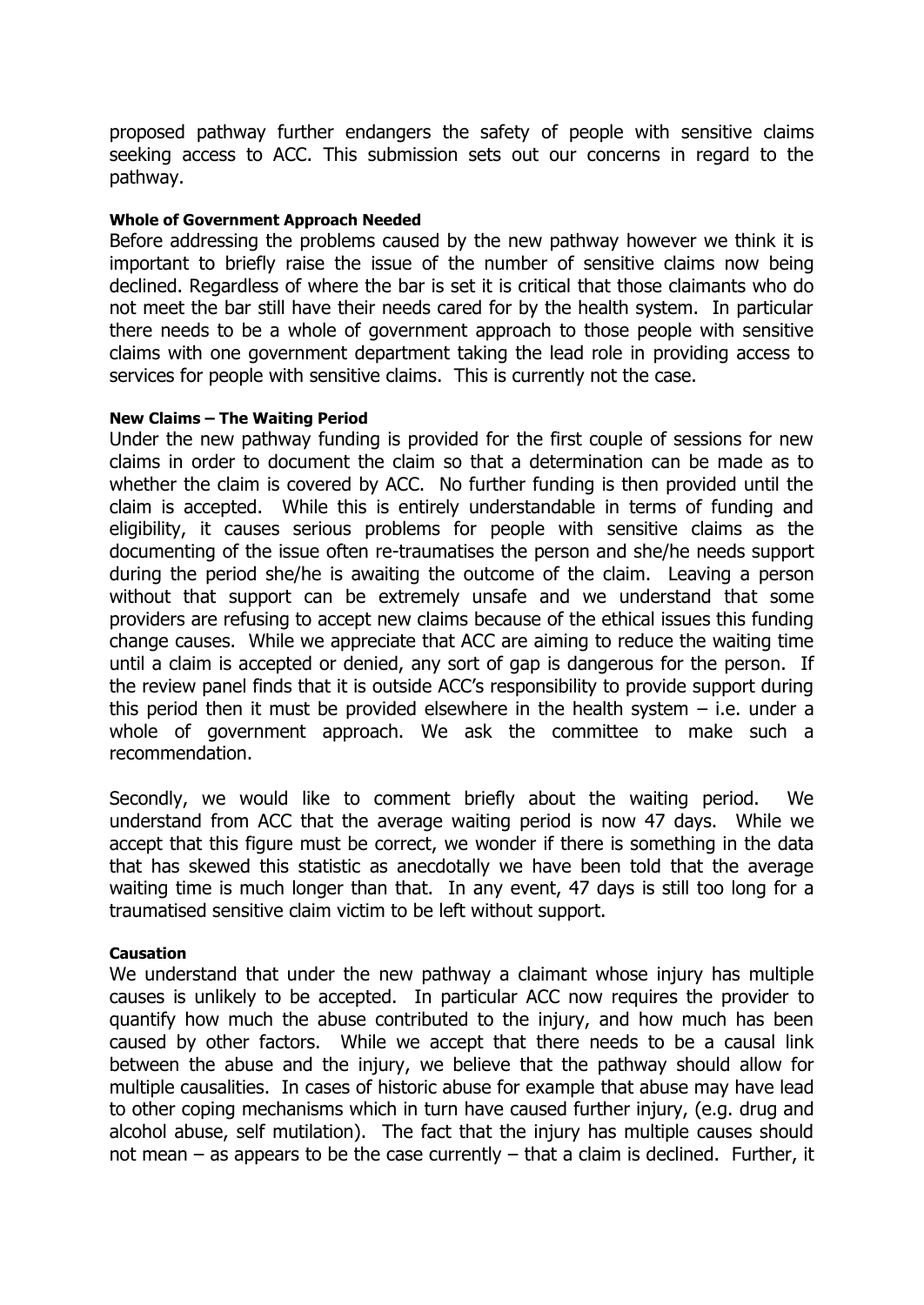proposed pathway further endangers the safety of people with sensitive claims seeking access to ACC. This submission sets out our concerns in regard to the pathway.

**Whole of Government Approach Needed**

Before addressing the problems caused by the new pathway however we think it is important to briefly raise the issue of the number of sensitive claims now being declined. Regardless of where the bar is set it is critical that those claimants who do not meet the bar still have their needs cared for by the health system. In particular there needs to be a whole of government approach to those people with sensitive claims with one government department taking the lead role in providing access to services for people with sensitive claims. This is currently not the case.

**New Claims – The Waiting Period**

Under the new pathway funding is provided for the first couple of sessions for new claims in order to document the claim so that a determination can be made as to whether the claim is covered by ACC. No further funding is then provided until the claim is accepted. While this is entirely understandable in terms of funding and eligibility, it causes serious problems for people with sensitive claims as the documenting of the issue often re-traumatises the person and she/he needs support during the period she/he is awaiting the outcome of the claim. Leaving a person without that support can be extremely unsafe and we understand that some providers are refusing to accept new claims because of the ethical issues this funding change causes. While we appreciate that ACC are aiming to reduce the waiting time until a claim is accepted or denied, any sort of gap is dangerous for the person. If the review panel finds that it is outside ACC's responsibility to provide support during this period then it must be provided elsewhere in the health system – i.e. under a whole of government approach. We ask the committee to make such a recommendation.

Secondly, we would like to comment briefly about the waiting period. We understand from ACC that the average waiting period is now 47 days. While we accept that this figure must be correct, we wonder if there is something in the data that has skewed this statistic as anecdotally we have been told that the average waiting time is much longer than that. In any event, 47 days is still too long for a traumatised sensitive claim victim to be left without support.

**Causation**

We understand that under the new pathway a claimant whose injury has multiple causes is unlikely to be accepted. In particular ACC now requires the provider to quantify how much the abuse contributed to the injury, and how much has been caused by other factors. While we accept that there needs to be a causal link between the abuse and the injury, we believe that the pathway should allow for multiple causalities. In cases of historic abuse for example that abuse may have lead to other coping mechanisms which in turn have caused further injury, (e.g. drug and alcohol abuse, self mutilation). The fact that the injury has multiple causes should not mean – as appears to be the case currently – that a claim is declined. Further, it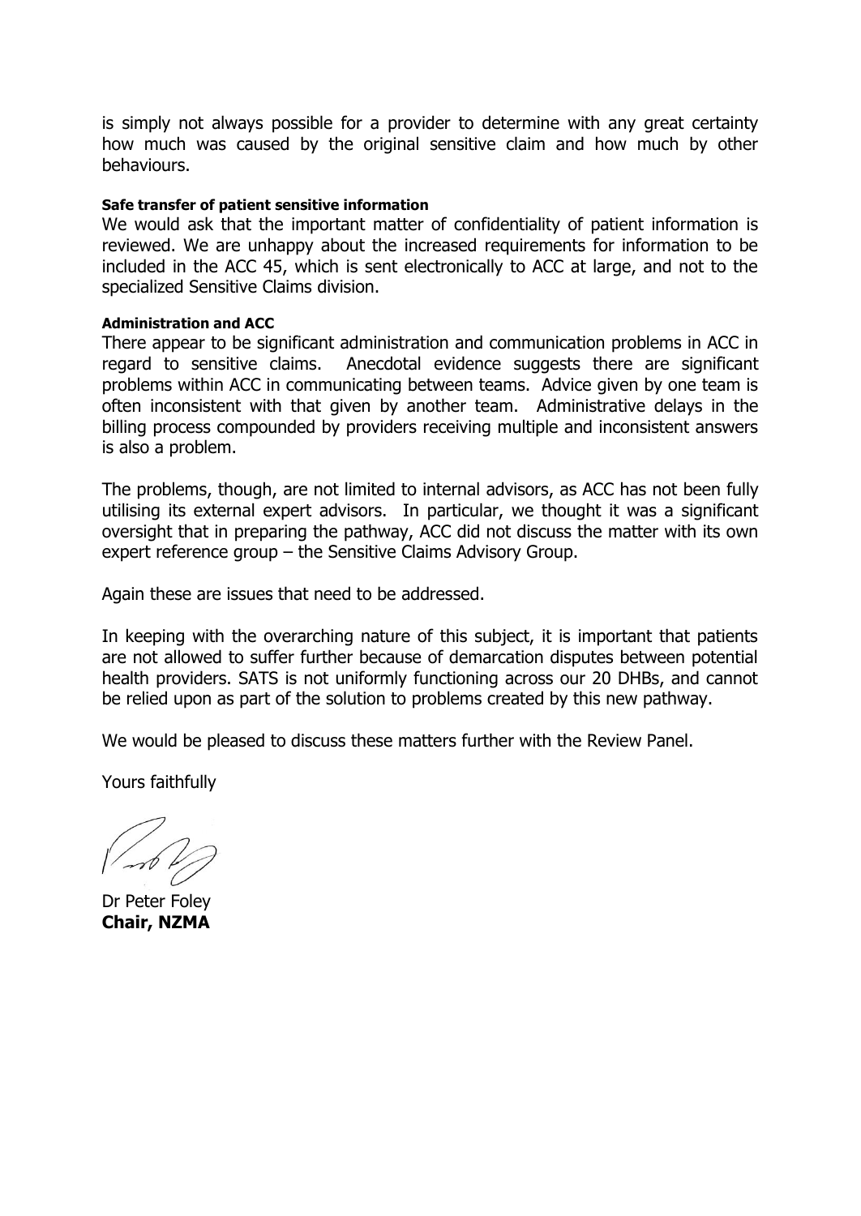is simply not always possible for a provider to determine with any great certainty how much was caused by the original sensitive claim and how much by other behaviours.

**Safe transfer of patient sensitive information**

We would ask that the important matter of confidentiality of patient information is reviewed. We are unhappy about the increased requirements for information to be included in the ACC 45, which is sent electronically to ACC at large, and not to the specialized Sensitive Claims division.

**Administration and ACC**

There appear to be significant administration and communication problems in ACC in regard to sensitive claims. Anecdotal evidence suggests there are significant problems within ACC in communicating between teams. Advice given by one team is often inconsistent with that given by another team. Administrative delays in the billing process compounded by providers receiving multiple and inconsistent answers is also a problem.

The problems, though, are not limited to internal advisors, as ACC has not been fully utilising its external expert advisors. In particular, we thought it was a significant oversight that in preparing the pathway, ACC did not discuss the matter with its own expert reference group – the Sensitive Claims Advisory Group.

Again these are issues that need to be addressed.

In keeping with the overarching nature of this subject, it is important that patients are not allowed to suffer further because of demarcation disputes between potential health providers. SATS is not uniformly functioning across our 20 DHBs, and cannot be relied upon as part of the solution to problems created by this new pathway.

We would be pleased to discuss these matters further with the Review Panel.

Yours faithfully

Dr Peter Foley
**Chair, NZMA**